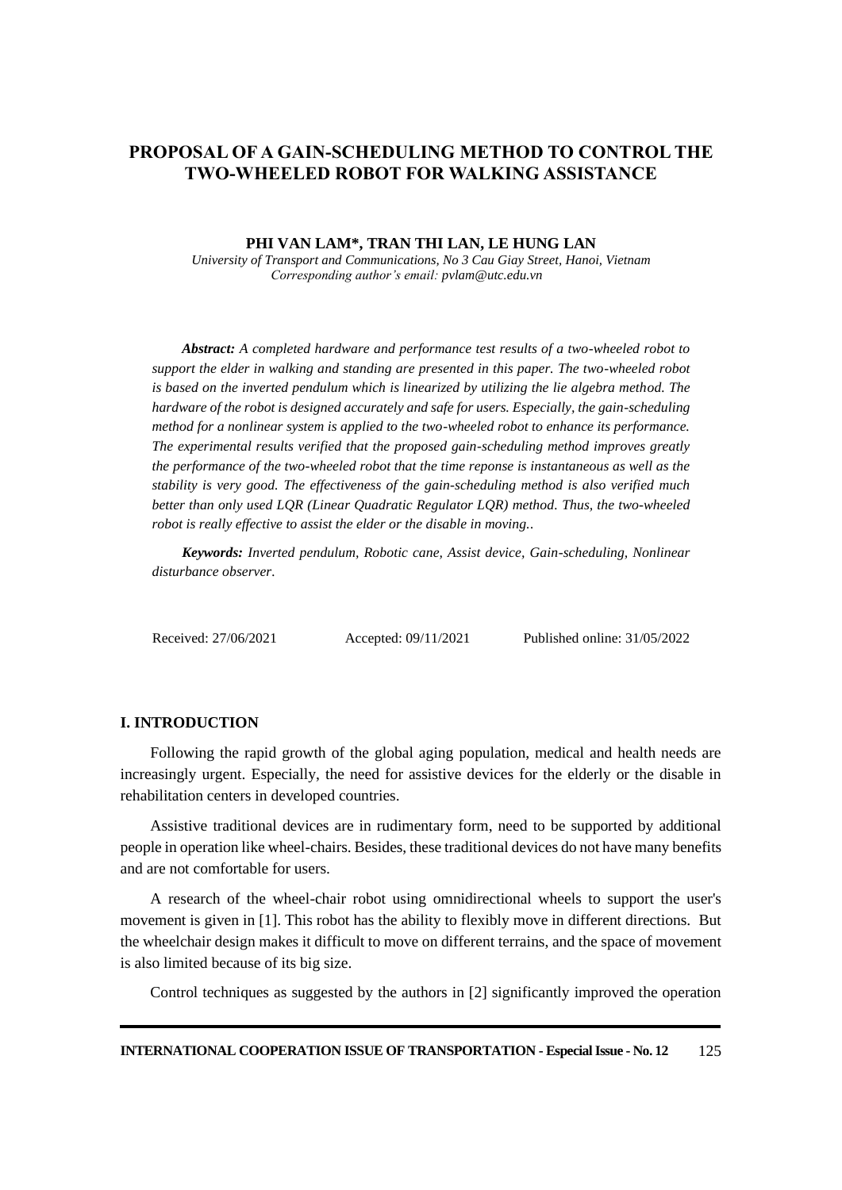# PROPOSAL OF A GAIN-SCHEDULING METHOD TO CONTROL THE TWO-WHEELED ROBOT FOR WALKING ASSISTANCE

**PHI VAN LAM*, TRAN THI LAN, LE HUNG LAN**

*University of Transport and Communications, No 3 Cau Giay Street, Hanoi, Vietnam*
*Corresponding author's email: pvlam@utc.edu.vn*

***Abstract:*** *A completed hardware and performance test results of a two-wheeled robot to support the elder in walking and standing are presented in this paper. The two-wheeled robot is based on the inverted pendulum which is linearized by utilizing the lie algebra method. The hardware of the robot is designed accurately and safe for users. Especially, the gain-scheduling method for a nonlinear system is applied to the two-wheeled robot to enhance its performance. The experimental results verified that the proposed gain-scheduling method improves greatly the performance of the two-wheeled robot that the time reponse is instantaneous as well as the stability is very good. The effectiveness of the gain-scheduling method is also verified much better than only used LQR (Linear Quadratic Regulator LQR) method. Thus, the two-wheeled robot is really effective to assist the elder or the disable in moving..*

***Keywords:*** *Inverted pendulum, Robotic cane, Assist device, Gain-scheduling, Nonlinear disturbance observer.*

Received: 27/06/2021 Accepted: 09/11/2021 Published online: 31/05/2022

## I. INTRODUCTION

Following the rapid growth of the global aging population, medical and health needs are increasingly urgent. Especially, the need for assistive devices for the elderly or the disable in rehabilitation centers in developed countries.

Assistive traditional devices are in rudimentary form, need to be supported by additional people in operation like wheel-chairs. Besides, these traditional devices do not have many benefits and are not comfortable for users.

A research of the wheel-chair robot using omnidirectional wheels to support the user's movement is given in [1]. This robot has the ability to flexibly move in different directions. But the wheelchair design makes it difficult to move on different terrains, and the space of movement is also limited because of its big size.

Control techniques as suggested by the authors in [2] significantly improved the operation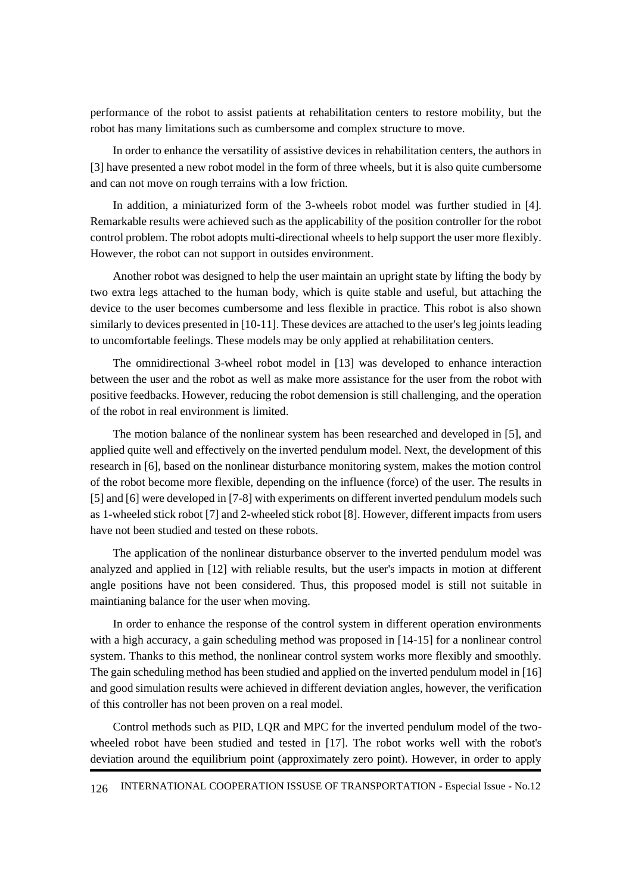performance of the robot to assist patients at rehabilitation centers to restore mobility, but the robot has many limitations such as cumbersome and complex structure to move.

In order to enhance the versatility of assistive devices in rehabilitation centers, the authors in [3] have presented a new robot model in the form of three wheels, but it is also quite cumbersome and can not move on rough terrains with a low friction.

In addition, a miniaturized form of the 3-wheels robot model was further studied in [4]. Remarkable results were achieved such as the applicability of the position controller for the robot control problem. The robot adopts multi-directional wheels to help support the user more flexibly. However, the robot can not support in outsides environment.

Another robot was designed to help the user maintain an upright state by lifting the body by two extra legs attached to the human body, which is quite stable and useful, but attaching the device to the user becomes cumbersome and less flexible in practice. This robot is also shown similarly to devices presented in [10-11]. These devices are attached to the user's leg joints leading to uncomfortable feelings. These models may be only applied at rehabilitation centers.

The omnidirectional 3-wheel robot model in [13] was developed to enhance interaction between the user and the robot as well as make more assistance for the user from the robot with positive feedbacks. However, reducing the robot demension is still challenging, and the operation of the robot in real environment is limited.

The motion balance of the nonlinear system has been researched and developed in [5], and applied quite well and effectively on the inverted pendulum model. Next, the development of this research in [6], based on the nonlinear disturbance monitoring system, makes the motion control of the robot become more flexible, depending on the influence (force) of the user. The results in [5] and [6] were developed in [7-8] with experiments on different inverted pendulum models such as 1-wheeled stick robot [7] and 2-wheeled stick robot [8]. However, different impacts from users have not been studied and tested on these robots.

The application of the nonlinear disturbance observer to the inverted pendulum model was analyzed and applied in [12] with reliable results, but the user's impacts in motion at different angle positions have not been considered. Thus, this proposed model is still not suitable in maintianing balance for the user when moving.

In order to enhance the response of the control system in different operation environments with a high accuracy, a gain scheduling method was proposed in [14-15] for a nonlinear control system. Thanks to this method, the nonlinear control system works more flexibly and smoothly. The gain scheduling method has been studied and applied on the inverted pendulum model in [16] and good simulation results were achieved in different deviation angles, however, the verification of this controller has not been proven on a real model.

Control methods such as PID, LQR and MPC for the inverted pendulum model of the two-wheeled robot have been studied and tested in [17]. The robot works well with the robot's deviation around the equilibrium point (approximately zero point). However, in order to apply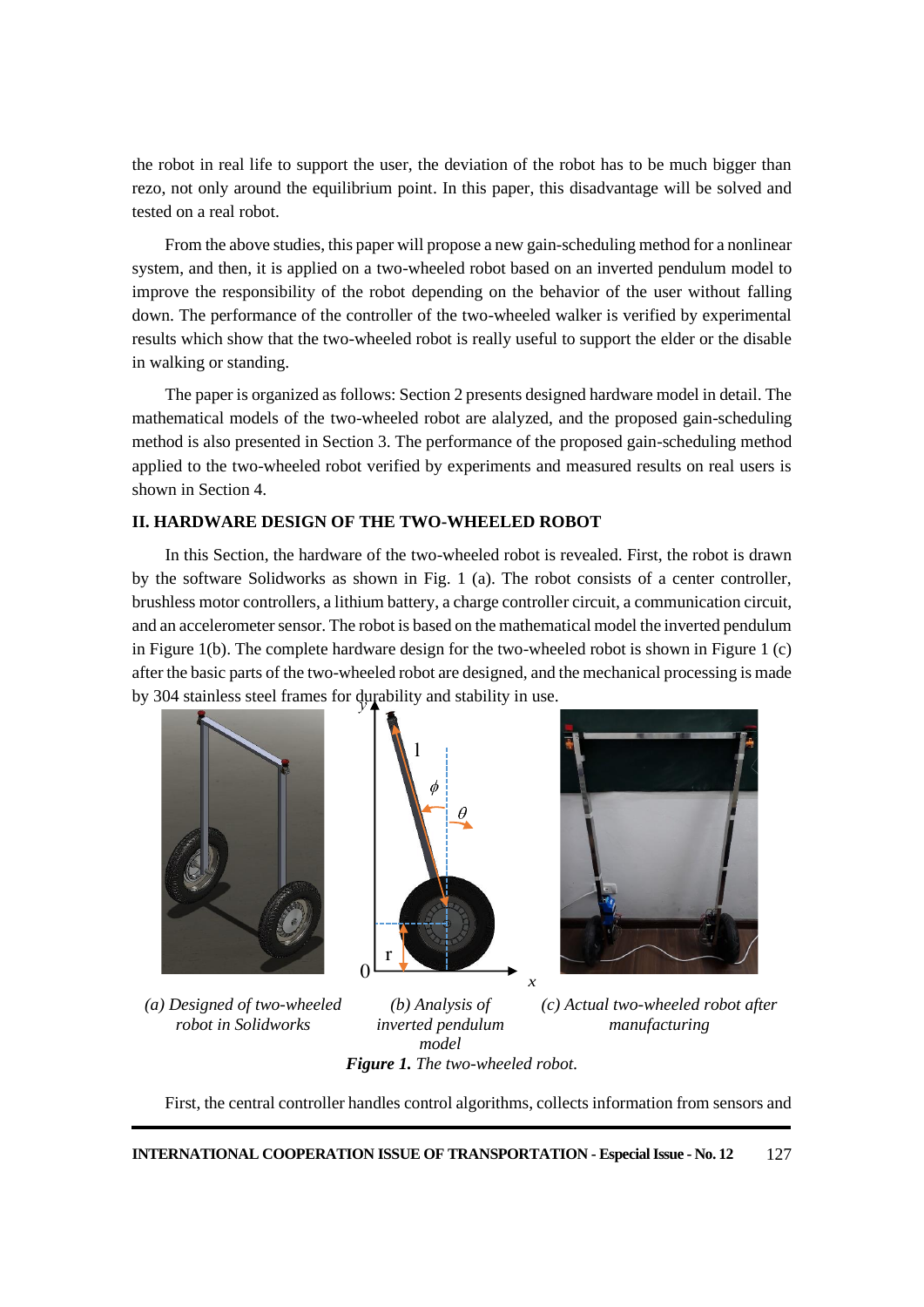the robot in real life to support the user, the deviation of the robot has to be much bigger than rezo, not only around the equilibrium point. In this paper, this disadvantage will be solved and tested on a real robot.

From the above studies, this paper will propose a new gain-scheduling method for a nonlinear system, and then, it is applied on a two-wheeled robot based on an inverted pendulum model to improve the responsibility of the robot depending on the behavior of the user without falling down. The performance of the controller of the two-wheeled walker is verified by experimental results which show that the two-wheeled robot is really useful to support the elder or the disable in walking or standing.

The paper is organized as follows: Section 2 presents designed hardware model in detail. The mathematical models of the two-wheeled robot are alalyzed, and the proposed gain-scheduling method is also presented in Section 3. The performance of the proposed gain-scheduling method applied to the two-wheeled robot verified by experiments and measured results on real users is shown in Section 4.

## II. HARDWARE DESIGN OF THE TWO-WHEELED ROBOT

In this Section, the hardware of the two-wheeled robot is revealed. First, the robot is drawn by the software Solidworks as shown in Fig. 1 (a). The robot consists of a center controller, brushless motor controllers, a lithium battery, a charge controller circuit, a communication circuit, and an accelerometer sensor. The robot is based on the mathematical model the inverted pendulum in Figure 1(b). The complete hardware design for the two-wheeled robot is shown in Figure 1 (c) after the basic parts of the two-wheeled robot are designed, and the mechanical processing is made by 304 stainless steel frames for durability and stability in use.

*(a) Designed of two-wheeled robot in Solidworks*

y
l
$\phi$
$\theta$
r
0
x

*(b) Analysis of inverted pendulum model*

*(c) Actual two-wheeled robot after manufacturing*

***Figure 1.*** *The two-wheeled robot.*

First, the central controller handles control algorithms, collects information from sensors and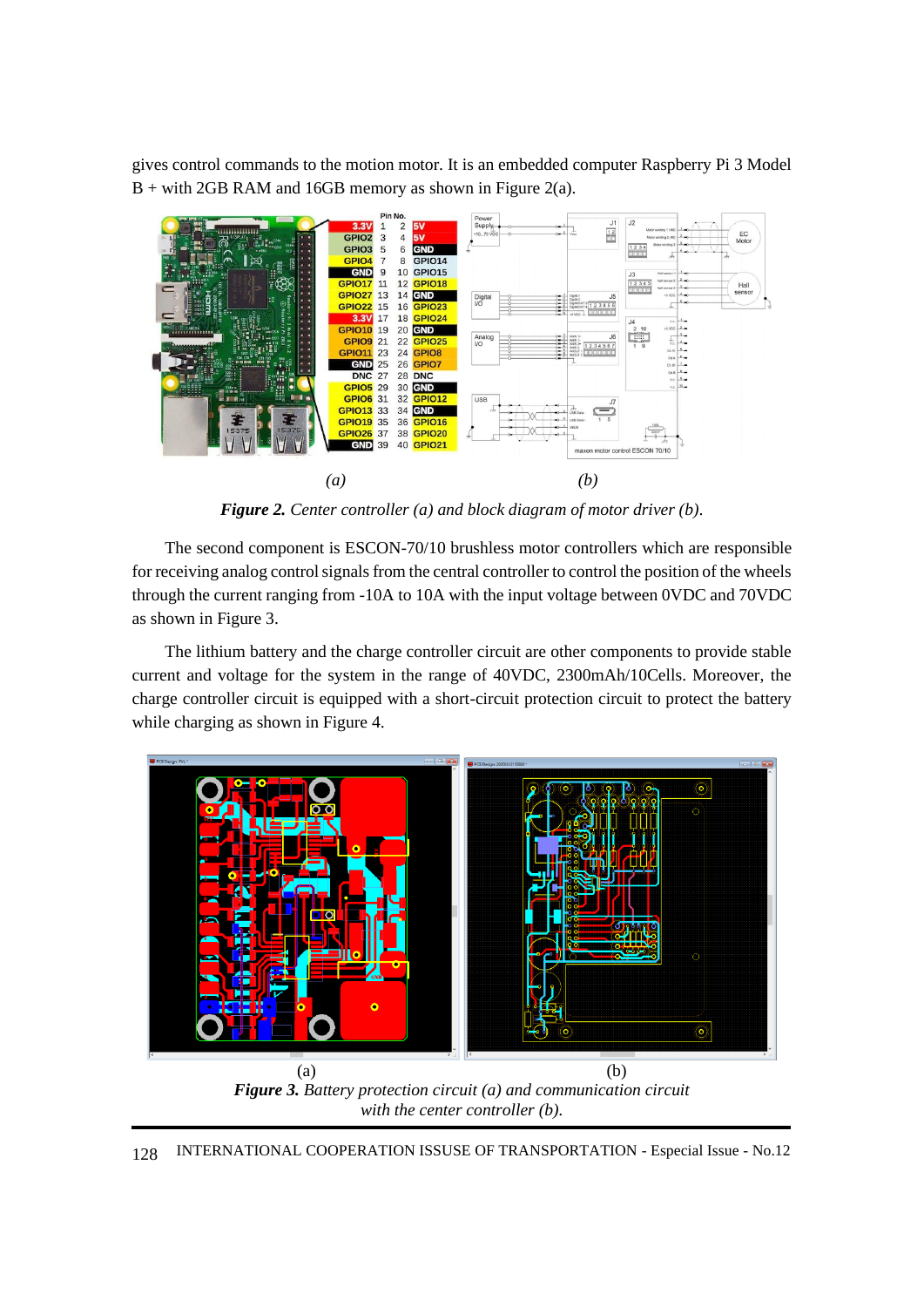gives control commands to the motion motor. It is an embedded computer Raspberry Pi 3 Model B + with 2GB RAM and 16GB memory as shown in Figure 2(a).

(a) (b)

***Figure 2.*** *Center controller (a) and block diagram of motor driver (b).*

The second component is ESCON-70/10 brushless motor controllers which are responsible for receiving analog control signals from the central controller to control the position of the wheels through the current ranging from -10A to 10A with the input voltage between 0VDC and 70VDC as shown in Figure 3.

The lithium battery and the charge controller circuit are other components to provide stable current and voltage for the system in the range of 40VDC, 2300mAh/10Cells. Moreover, the charge controller circuit is equipped with a short-circuit protection circuit to protect the battery while charging as shown in Figure 4.

(a) (b)

***Figure 3.*** *Battery protection circuit (a) and communication circuit with the center controller (b).*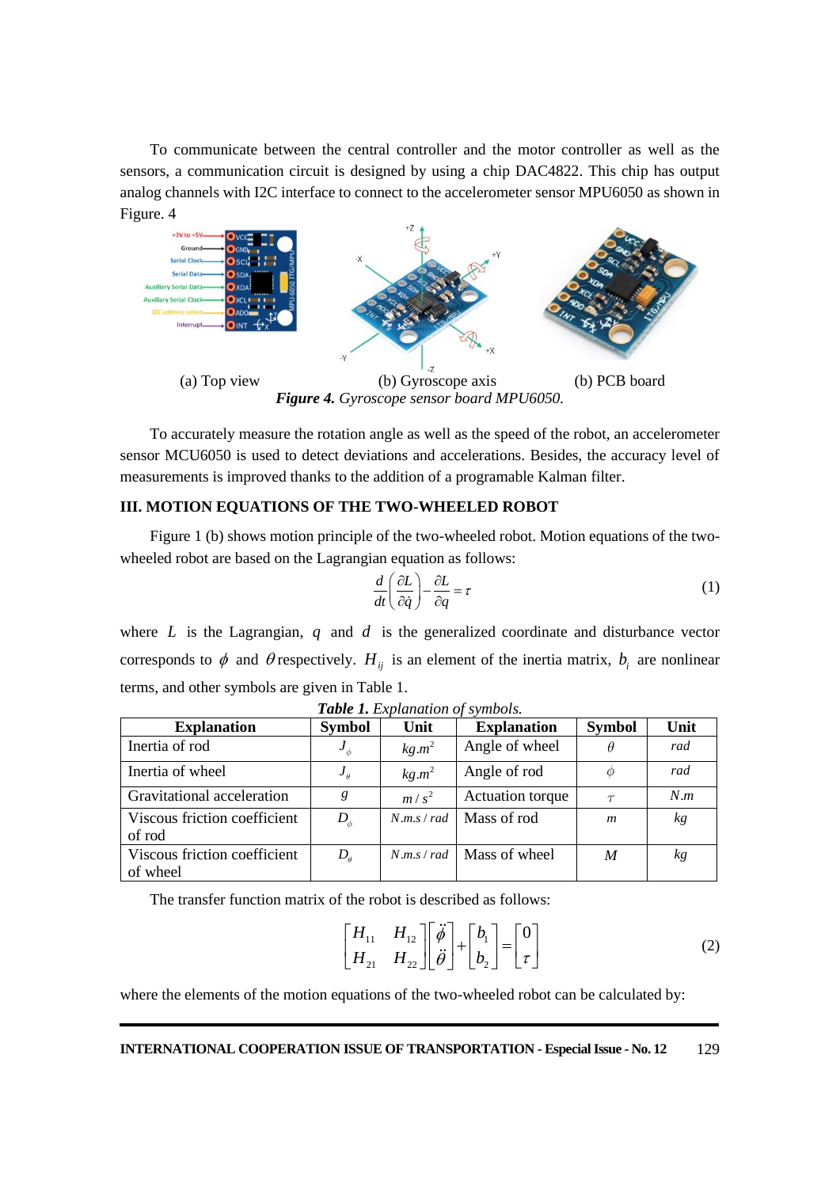To communicate between the central controller and the motor controller as well as the sensors, a communication circuit is designed by using a chip DAC4822. This chip has output analog channels with I2C interface to connect to the accelerometer sensor MPU6050 as shown in Figure. 4

(a) Top view (b) Gyroscope axis (b) PCB board

***Figure 4.*** *Gyroscope sensor board MPU6050.*

To accurately measure the rotation angle as well as the speed of the robot, an accelerometer sensor MCU6050 is used to detect deviations and accelerations. Besides, the accuracy level of measurements is improved thanks to the addition of a programable Kalman filter.

### III. MOTION EQUATIONS OF THE TWO-WHEELED ROBOT

Figure 1 (b) shows motion principle of the two-wheeled robot. Motion equations of the two-wheeled robot are based on the Lagrangian equation as follows:

$$\frac{d}{dt}\left(\frac{\partial L}{\partial \dot{q}}\right) - \frac{\partial L}{\partial q} = \tau \tag{1}$$

where $L$ is the Lagrangian, $q$ and $d$ is the generalized coordinate and disturbance vector corresponds to $\phi$ and $\theta$ respectively. $H_{ij}$ is an element of the inertia matrix, $b_i$ are nonlinear terms, and other symbols are given in Table 1.

***Table 1.*** *Explanation of symbols.*

| Explanation | Symbol | Unit | Explanation | Symbol | Unit |
|---|---|---|---|---|---|
| Inertia of rod | $J_\phi$ | $kg.m^2$ | Angle of wheel | $\theta$ | $rad$ |
| Inertia of wheel | $J_\theta$ | $kg.m^2$ | Angle of rod | $\phi$ | $rad$ |
| Gravitational acceleration | $g$ | $m/s^2$ | Actuation torque | $\tau$ | $N.m$ |
| Viscous friction coefficient of rod | $D_\phi$ | $N.m.s/rad$ | Mass of rod | $m$ | $kg$ |
| Viscous friction coefficient of wheel | $D_\theta$ | $N.m.s/rad$ | Mass of wheel | $M$ | $kg$ |

The transfer function matrix of the robot is described as follows:

$$\begin{bmatrix} H_{11} & H_{12} \\ H_{21} & H_{22} \end{bmatrix} \begin{bmatrix} \ddot{\phi} \\ \ddot{\theta} \end{bmatrix} + \begin{bmatrix} b_1 \\ b_2 \end{bmatrix} = \begin{bmatrix} 0 \\ \tau \end{bmatrix} \tag{2}$$

where the elements of the motion equations of the two-wheeled robot can be calculated by: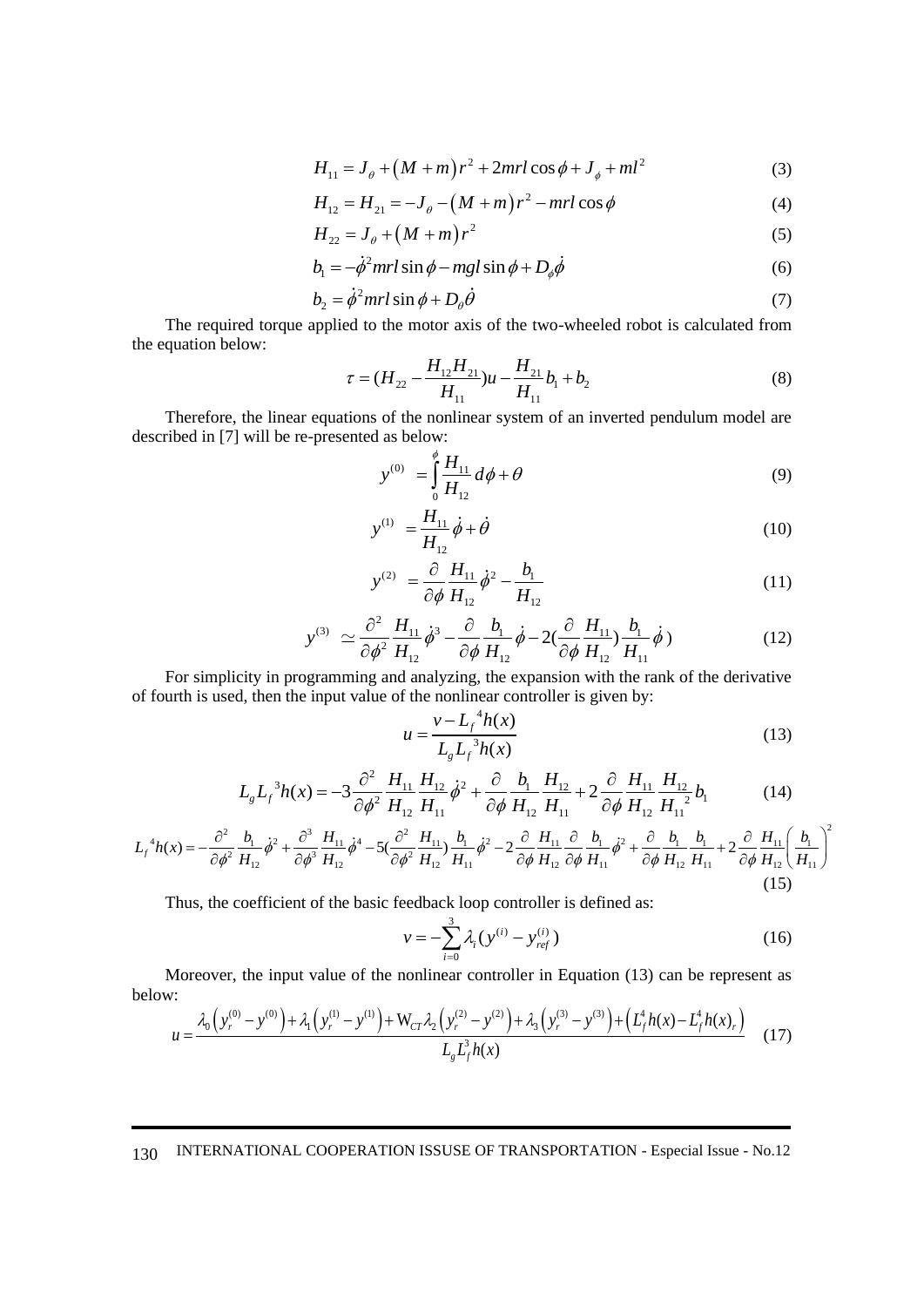$$H_{11} = J_\theta + \left(M+m\right)r^2 + 2mrl\cos\phi + J_\phi + ml^2 \tag{3}$$

$$H_{12} = H_{21} = -J_\theta - \left(M+m\right)r^2 - mrl\cos\phi \tag{4}$$

$$H_{22} = J_\theta + \left(M+m\right)r^2 \tag{5}$$

$$b_1 = -\dot{\phi}^2 mrl\sin\phi - mgl\sin\phi + D_\phi\dot{\phi} \tag{6}$$

$$b_2 = \dot{\phi}^2 mrl\sin\phi + D_\theta\dot{\theta} \tag{7}$$

The required torque applied to the motor axis of the two-wheeled robot is calculated from the equation below:

$$\tau = (H_{22} - \frac{H_{12}H_{21}}{H_{11}})u - \frac{H_{21}}{H_{11}}b_1 + b_2 \tag{8}$$

Therefore, the linear equations of the nonlinear system of an inverted pendulum model are described in [7] will be re-presented as below:

$$y^{(0)} = \int_0^\phi \frac{H_{11}}{H_{12}}d\phi + \theta \tag{9}$$

$$y^{(1)} = \frac{H_{11}}{H_{12}}\dot{\phi} + \dot{\theta} \tag{10}$$

$$y^{(2)} = \frac{\partial}{\partial\phi}\frac{H_{11}}{H_{12}}\dot{\phi}^2 - \frac{b_1}{H_{12}} \tag{11}$$

$$y^{(3)} \simeq \frac{\partial^2}{\partial\phi^2}\frac{H_{11}}{H_{12}}\dot{\phi}^3 - \frac{\partial}{\partial\phi}\frac{b_1}{H_{12}}\dot{\phi} - 2(\frac{\partial}{\partial\phi}\frac{H_{11}}{H_{12}})\frac{b_1}{H_{11}}\dot{\phi}) \tag{12}$$

For simplicity in programming and analyzing, the expansion with the rank of the derivative of fourth is used, then the input value of the nonlinear controller is given by:

$$u = \frac{v - L_f{}^4 h(x)}{L_g L_f{}^3 h(x)} \tag{13}$$

$$L_g L_f{}^3 h(x) = -3\frac{\partial^2}{\partial\phi^2}\frac{H_{11}}{H_{12}}\frac{H_{12}}{H_{11}}\dot{\phi}^2 + \frac{\partial}{\partial\phi}\frac{b_1}{H_{12}}\frac{H_{12}}{H_{11}} + 2\frac{\partial}{\partial\phi}\frac{H_{11}}{H_{12}}\frac{H_{12}}{H_{11}{}^2}b_1 \tag{14}$$

$$L_f{}^4 h(x) = -\frac{\partial^2}{\partial\phi^2}\frac{b_1}{H_{12}}\dot{\phi}^2 + \frac{\partial^3}{\partial\phi^3}\frac{H_{11}}{H_{12}}\dot{\phi}^4 - 5(\frac{\partial^2}{\partial\phi^2}\frac{H_{11}}{H_{12}})\frac{b_1}{H_{11}}\dot{\phi}^2 - 2\frac{\partial}{\partial\phi}\frac{H_{11}}{H_{12}}\frac{\partial}{\partial\phi}\frac{b_1}{H_{11}}\dot{\phi}^2 + \frac{\partial}{\partial\phi}\frac{b_1}{H_{12}}\frac{b_1}{H_{11}} + 2\frac{\partial}{\partial\phi}\frac{H_{11}}{H_{12}}\left(\frac{b_1}{H_{11}}\right)^2 \tag{15}$$

Thus, the coefficient of the basic feedback loop controller is defined as:

$$v = -\sum_{i=0}^{3}\lambda_i(y^{(i)} - y_{ref}^{(i)}) \tag{16}$$

Moreover, the input value of the nonlinear controller in Equation (13) can be represent as below:

$$u = \frac{\lambda_0\left(y_r^{(0)} - y^{(0)}\right) + \lambda_1\left(y_r^{(1)} - y^{(1)}\right) + W_{CT}\lambda_2\left(y_r^{(2)} - y^{(2)}\right) + \lambda_3\left(y_r^{(3)} - y^{(3)}\right) + \left(L_f^4 h(x) - L_f^4 h(x)_r\right)}{L_g L_f^3 h(x)} \tag{17}$$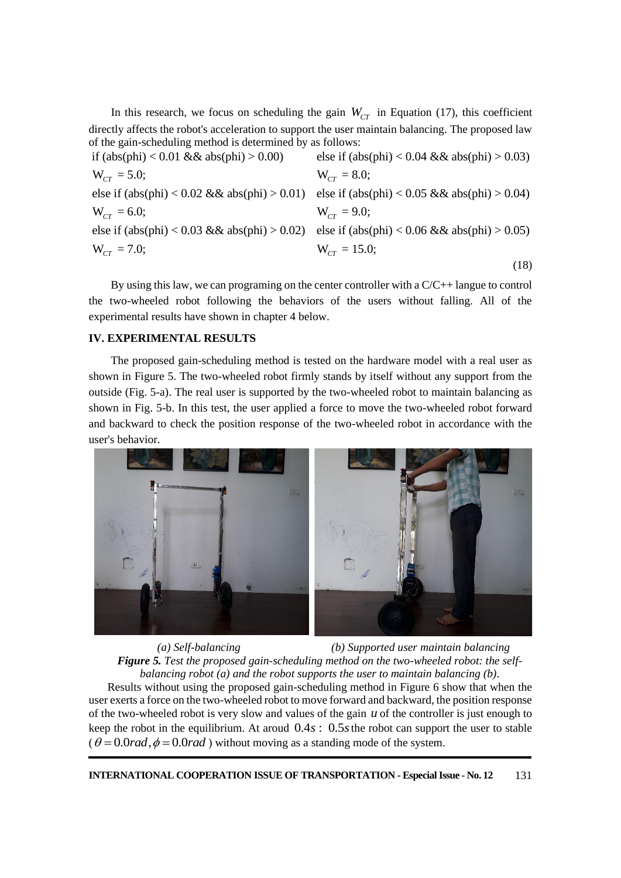In this research, we focus on scheduling the gain $W_{CT}$ in Equation (17), this coefficient directly affects the robot's acceleration to support the user maintain balancing. The proposed law of the gain-scheduling method is determined by as follows:

```
if (abs(phi) < 0.01 && abs(phi) > 0.00)
W_CT = 5.0;
else if (abs(phi) < 0.02 && abs(phi) > 0.01)
W_CT = 6.0;
else if (abs(phi) < 0.03 && abs(phi) > 0.02)
W_CT = 7.0;
else if (abs(phi) < 0.04 && abs(phi) > 0.03)
W_CT = 8.0;
else if (abs(phi) < 0.05 && abs(phi) > 0.04)
W_CT = 9.0;
else if (abs(phi) < 0.06 && abs(phi) > 0.05)
W_CT = 15.0;
```

(18)

By using this law, we can programing on the center controller with a C/C++ langue to control the two-wheeled robot following the behaviors of the users without falling. All of the experimental results have shown in chapter 4 below.

## IV. EXPERIMENTAL RESULTS

The proposed gain-scheduling method is tested on the hardware model with a real user as shown in Figure 5. The two-wheeled robot firmly stands by itself without any support from the outside (Fig. 5-a). The real user is supported by the two-wheeled robot to maintain balancing as shown in Fig. 5-b. In this test, the user applied a force to move the two-wheeled robot forward and backward to check the position response of the two-wheeled robot in accordance with the user's behavior.

*(a) Self-balancing* *(b) Supported user maintain balancing*

***Figure 5.*** *Test the proposed gain-scheduling method on the two-wheeled robot: the self-balancing robot (a) and the robot supports the user to maintain balancing (b).*

Results without using the proposed gain-scheduling method in Figure 6 show that when the user exerts a force on the two-wheeled robot to move forward and backward, the position response of the two-wheeled robot is very slow and values of the gain $u$ of the controller is just enough to keep the robot in the equilibrium. At aroud $0.4s$ : $0.5s$ the robot can support the user to stable ($\theta = 0.0rad, \phi = 0.0rad$) without moving as a standing mode of the system.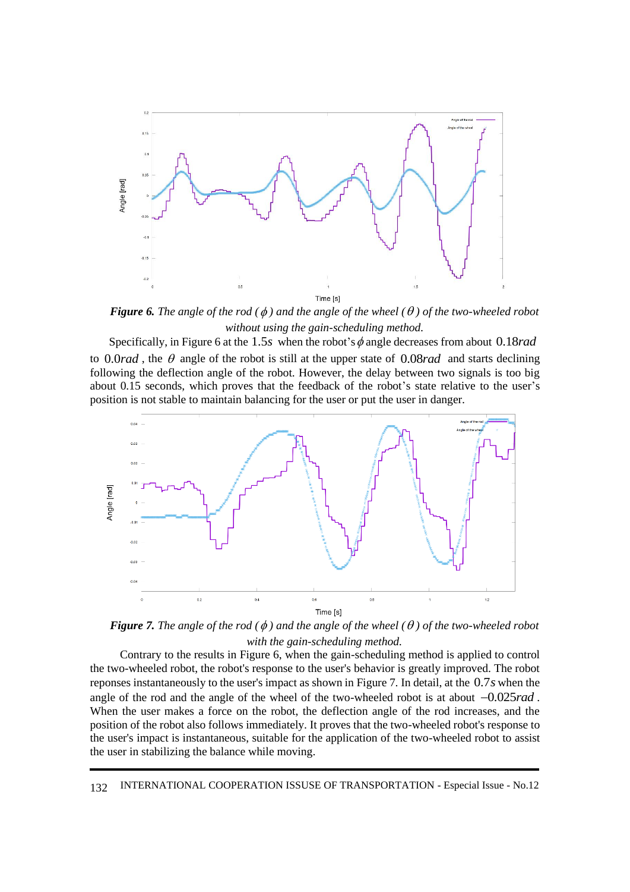Angle [rad]

Angle of the rod
Angle of the wheel

0.2
0.15
0.1
0.05
0
-0.05
-0.1
-0.15
-0.2

0
0.5
1
1.5
2

Time [s]

***Figure 6.*** *The angle of the rod ($\phi$) and the angle of the wheel ($\theta$) of the two-wheeled robot without using the gain-scheduling method.*

Specifically, in Figure 6 at the $1.5s$ when the robot's $\phi$ angle decreases from about $0.18rad$ to $0.0rad$, the $\theta$ angle of the robot is still at the upper state of $0.08rad$ and starts declining following the deflection angle of the robot. However, the delay between two signals is too big about 0.15 seconds, which proves that the feedback of the robot's state relative to the user's position is not stable to maintain balancing for the user or put the user in danger.

Angle [rad]

Angle of the rod
Angle of the wheel

0.04
0.03
0.02
0.01
0
-0.01
-0.02
-0.03
-0.04

0
0.2
0.4
0.6
0.8
1
1.2

Time [s]

***Figure 7.*** *The angle of the rod ($\phi$) and the angle of the wheel ($\theta$) of the two-wheeled robot with the gain-scheduling method.*

Contrary to the results in Figure 6, when the gain-scheduling method is applied to control the two-wheeled robot, the robot's response to the user's behavior is greatly improved. The robot reponses instantaneously to the user's impact as shown in Figure 7. In detail, at the $0.7s$ when the angle of the rod and the angle of the wheel of the two-wheeled robot is at about $-0.025rad$. When the user makes a force on the robot, the deflection angle of the rod increases, and the position of the robot also follows immediately. It proves that the two-wheeled robot's response to the user's impact is instantaneous, suitable for the application of the two-wheeled robot to assist the user in stabilizing the balance while moving.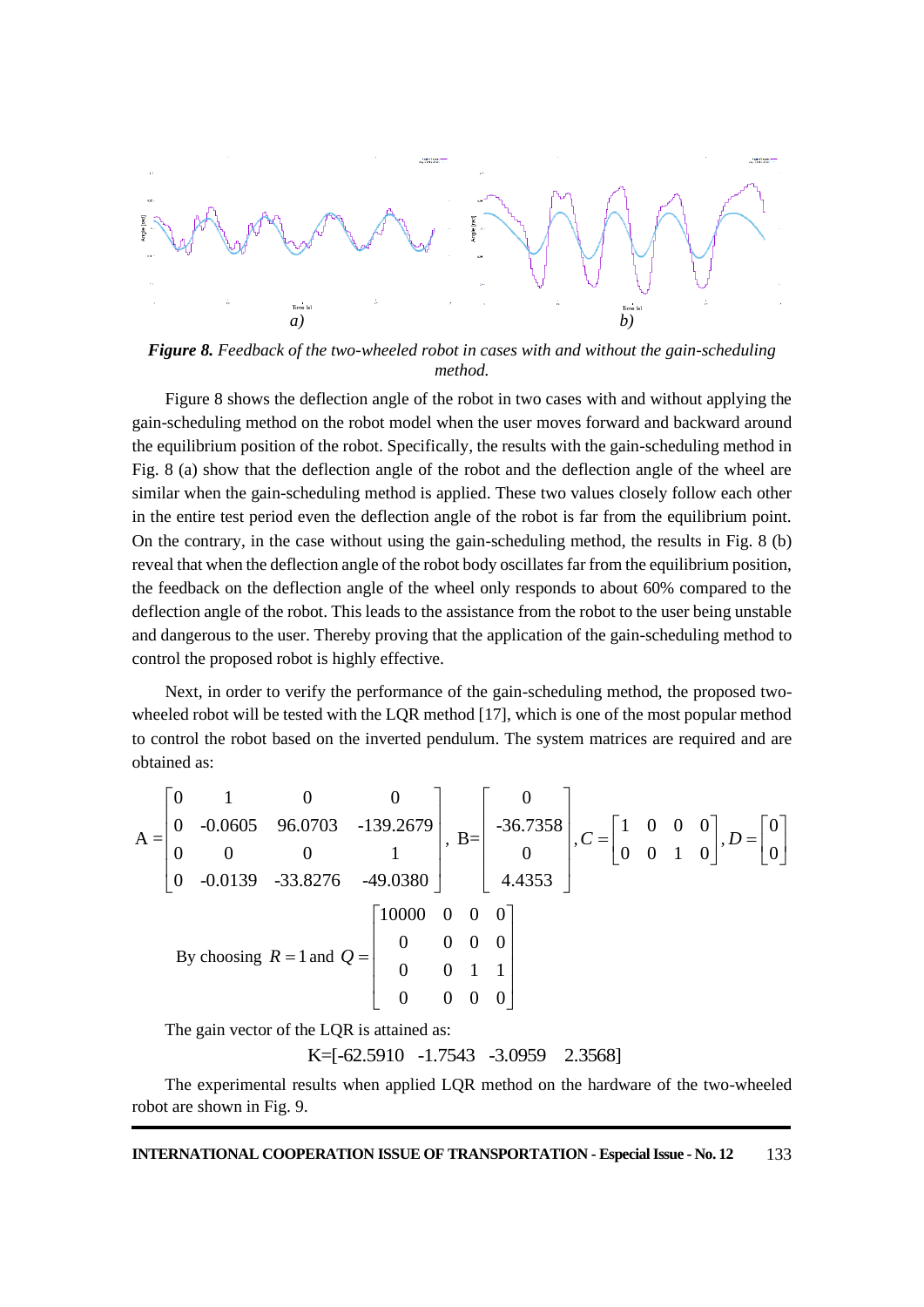Time (s)

a)

Time (s)

b)

***Figure 8.*** *Feedback of the two-wheeled robot in cases with and without the gain-scheduling method.*

Figure 8 shows the deflection angle of the robot in two cases with and without applying the gain-scheduling method on the robot model when the user moves forward and backward around the equilibrium position of the robot. Specifically, the results with the gain-scheduling method in Fig. 8 (a) show that the deflection angle of the robot and the deflection angle of the wheel are similar when the gain-scheduling method is applied. These two values closely follow each other in the entire test period even the deflection angle of the robot is far from the equilibrium point. On the contrary, in the case without using the gain-scheduling method, the results in Fig. 8 (b) reveal that when the deflection angle of the robot body oscillates far from the equilibrium position, the feedback on the deflection angle of the wheel only responds to about 60% compared to the deflection angle of the robot. This leads to the assistance from the robot to the user being unstable and dangerous to the user. Thereby proving that the application of the gain-scheduling method to control the proposed robot is highly effective.

Next, in order to verify the performance of the gain-scheduling method, the proposed two-wheeled robot will be tested with the LQR method [17], which is one of the most popular method to control the robot based on the inverted pendulum. The system matrices are required and are obtained as:

$$
A = \begin{bmatrix} 0 & 1 & 0 & 0 \\ 0 & -0.0605 & 96.0703 & -139.2679 \\ 0 & 0 & 0 & 1 \\ 0 & -0.0139 & -33.8276 & -49.0380 \end{bmatrix}, \; B = \begin{bmatrix} 0 \\ -36.7358 \\ 0 \\ 4.4353 \end{bmatrix}, C = \begin{bmatrix} 1 & 0 & 0 & 0 \\ 0 & 0 & 1 & 0 \end{bmatrix}, D = \begin{bmatrix} 0 \\ 0 \end{bmatrix}
$$

By choosing $R = 1$ and $Q = \begin{bmatrix} 10000 & 0 & 0 & 0 \\ 0 & 0 & 0 & 0 \\ 0 & 0 & 1 & 1 \\ 0 & 0 & 0 & 0 \end{bmatrix}$

The gain vector of the LQR is attained as:

$$
K = [-62.5910 \quad -1.7543 \quad -3.0959 \quad 2.3568]
$$

The experimental results when applied LQR method on the hardware of the two-wheeled robot are shown in Fig. 9.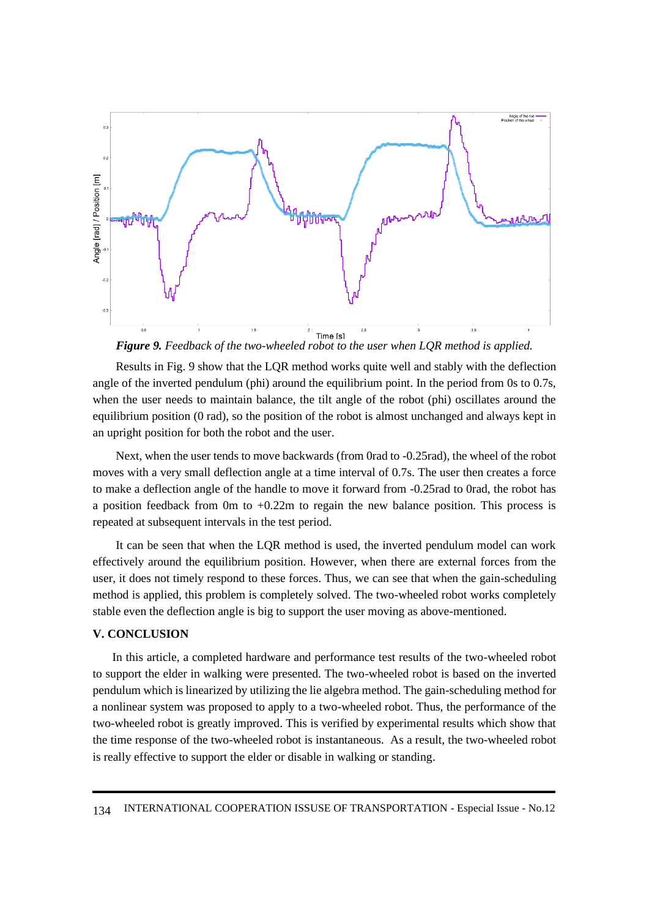Angle [rad] / Position [m]

Angle of the rod
Position of the wheel

0.3
0.2
0.1
0
-0.1
-0.2
-0.3

0.5
1
1.5
2
2.5
3
3.5
4

Time [s]

***Figure 9.*** *Feedback of the two-wheeled robot to the user when LQR method is applied.*

Results in Fig. 9 show that the LQR method works quite well and stably with the deflection angle of the inverted pendulum (phi) around the equilibrium point. In the period from 0s to 0.7s, when the user needs to maintain balance, the tilt angle of the robot (phi) oscillates around the equilibrium position (0 rad), so the position of the robot is almost unchanged and always kept in an upright position for both the robot and the user.

Next, when the user tends to move backwards (from 0rad to -0.25rad), the wheel of the robot moves with a very small deflection angle at a time interval of 0.7s. The user then creates a force to make a deflection angle of the handle to move it forward from -0.25rad to 0rad, the robot has a position feedback from 0m to +0.22m to regain the new balance position. This process is repeated at subsequent intervals in the test period.

It can be seen that when the LQR method is used, the inverted pendulum model can work effectively around the equilibrium position. However, when there are external forces from the user, it does not timely respond to these forces. Thus, we can see that when the gain-scheduling method is applied, this problem is completely solved. The two-wheeled robot works completely stable even the deflection angle is big to support the user moving as above-mentioned.

## V. CONCLUSION

In this article, a completed hardware and performance test results of the two-wheeled robot to support the elder in walking were presented. The two-wheeled robot is based on the inverted pendulum which is linearized by utilizing the lie algebra method. The gain-scheduling method for a nonlinear system was proposed to apply to a two-wheeled robot. Thus, the performance of the two-wheeled robot is greatly improved. This is verified by experimental results which show that the time response of the two-wheeled robot is instantaneous. As a result, the two-wheeled robot is really effective to support the elder or disable in walking or standing.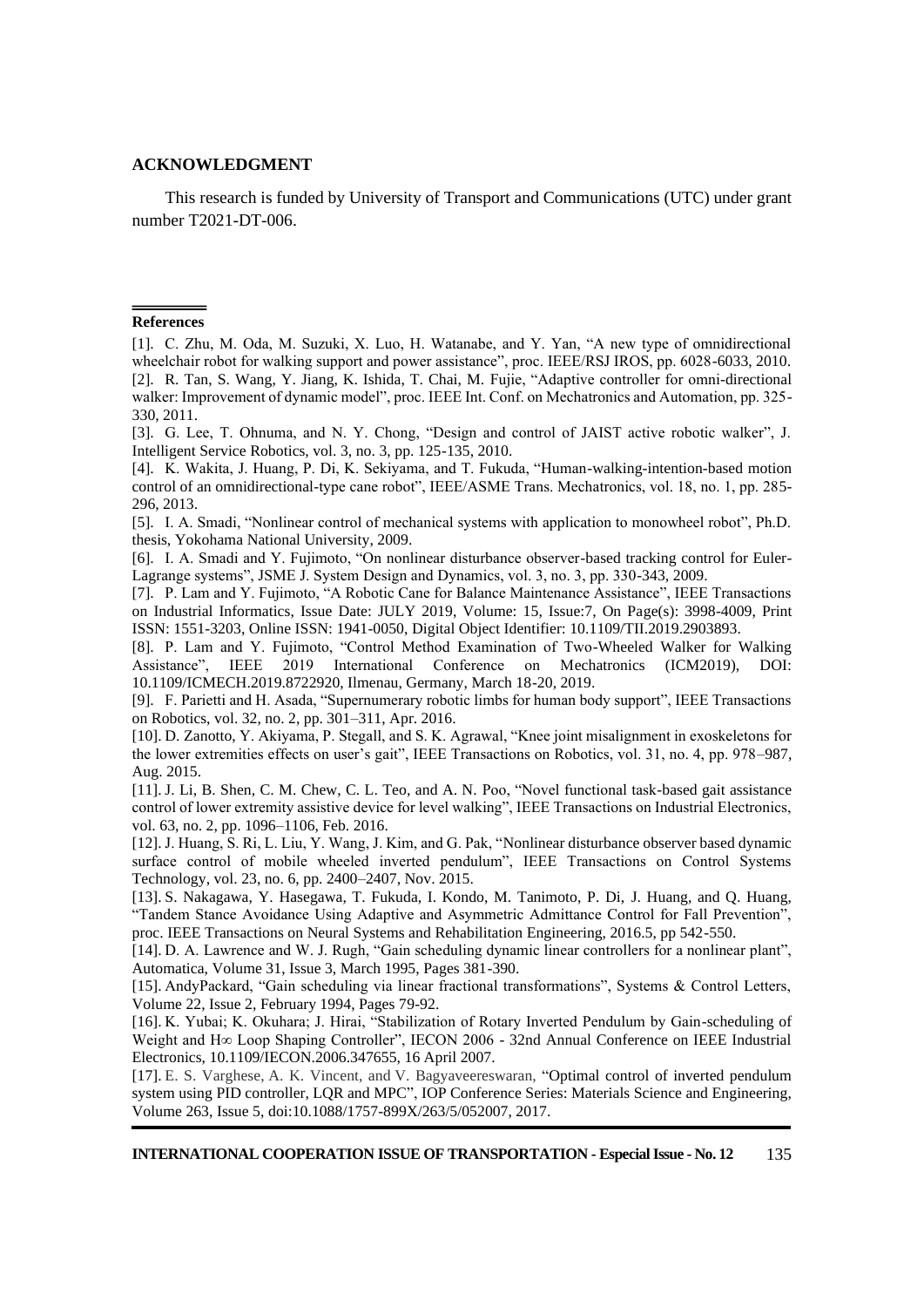### ACKNOWLEDGMENT

This research is funded by University of Transport and Communications (UTC) under grant number T2021-DT-006.

**References**

[1]. C. Zhu, M. Oda, M. Suzuki, X. Luo, H. Watanabe, and Y. Yan, "A new type of omnidirectional wheelchair robot for walking support and power assistance", proc. IEEE/RSJ IROS, pp. 6028-6033, 2010.

[2]. R. Tan, S. Wang, Y. Jiang, K. Ishida, T. Chai, M. Fujie, "Adaptive controller for omni-directional walker: Improvement of dynamic model", proc. IEEE Int. Conf. on Mechatronics and Automation, pp. 325-330, 2011.

[3]. G. Lee, T. Ohnuma, and N. Y. Chong, "Design and control of JAIST active robotic walker", J. Intelligent Service Robotics, vol. 3, no. 3, pp. 125-135, 2010.

[4]. K. Wakita, J. Huang, P. Di, K. Sekiyama, and T. Fukuda, "Human-walking-intention-based motion control of an omnidirectional-type cane robot", IEEE/ASME Trans. Mechatronics, vol. 18, no. 1, pp. 285-296, 2013.

[5]. I. A. Smadi, "Nonlinear control of mechanical systems with application to monowheel robot", Ph.D. thesis, Yokohama National University, 2009.

[6]. I. A. Smadi and Y. Fujimoto, "On nonlinear disturbance observer-based tracking control for Euler-Lagrange systems", JSME J. System Design and Dynamics, vol. 3, no. 3, pp. 330-343, 2009.

[7]. P. Lam and Y. Fujimoto, "A Robotic Cane for Balance Maintenance Assistance", IEEE Transactions on Industrial Informatics, Issue Date: JULY 2019, Volume: 15, Issue:7, On Page(s): 3998-4009, Print ISSN: 1551-3203, Online ISSN: 1941-0050, Digital Object Identifier: 10.1109/TII.2019.2903893.

[8]. P. Lam and Y. Fujimoto, "Control Method Examination of Two-Wheeled Walker for Walking Assistance", IEEE 2019 International Conference on Mechatronics (ICM2019), DOI: 10.1109/ICMECH.2019.8722920, Ilmenau, Germany, March 18-20, 2019.

[9]. F. Parietti and H. Asada, "Supernumerary robotic limbs for human body support", IEEE Transactions on Robotics, vol. 32, no. 2, pp. 301–311, Apr. 2016.

[10]. D. Zanotto, Y. Akiyama, P. Stegall, and S. K. Agrawal, "Knee joint misalignment in exoskeletons for the lower extremities effects on user's gait", IEEE Transactions on Robotics, vol. 31, no. 4, pp. 978–987, Aug. 2015.

[11]. J. Li, B. Shen, C. M. Chew, C. L. Teo, and A. N. Poo, "Novel functional task-based gait assistance control of lower extremity assistive device for level walking", IEEE Transactions on Industrial Electronics, vol. 63, no. 2, pp. 1096–1106, Feb. 2016.

[12]. J. Huang, S. Ri, L. Liu, Y. Wang, J. Kim, and G. Pak, "Nonlinear disturbance observer based dynamic surface control of mobile wheeled inverted pendulum", IEEE Transactions on Control Systems Technology, vol. 23, no. 6, pp. 2400–2407, Nov. 2015.

[13]. S. Nakagawa, Y. Hasegawa, T. Fukuda, I. Kondo, M. Tanimoto, P. Di, J. Huang, and Q. Huang, "Tandem Stance Avoidance Using Adaptive and Asymmetric Admittance Control for Fall Prevention", proc. IEEE Transactions on Neural Systems and Rehabilitation Engineering, 2016.5, pp 542-550.

[14]. D. A. Lawrence and W. J. Rugh, "Gain scheduling dynamic linear controllers for a nonlinear plant", Automatica, Volume 31, Issue 3, March 1995, Pages 381-390.

[15]. AndyPackard, "Gain scheduling via linear fractional transformations", Systems & Control Letters, Volume 22, Issue 2, February 1994, Pages 79-92.

[16]. K. Yubai; K. Okuhara; J. Hirai, "Stabilization of Rotary Inverted Pendulum by Gain-scheduling of Weight and H∞ Loop Shaping Controller", IECON 2006 - 32nd Annual Conference on IEEE Industrial Electronics, 10.1109/IECON.2006.347655, 16 April 2007.

[17]. E. S. Varghese, A. K. Vincent, and V. Bagyaveereswaran, "Optimal control of inverted pendulum system using PID controller, LQR and MPC", IOP Conference Series: Materials Science and Engineering, Volume 263, Issue 5, doi:10.1088/1757-899X/263/5/052007, 2017.